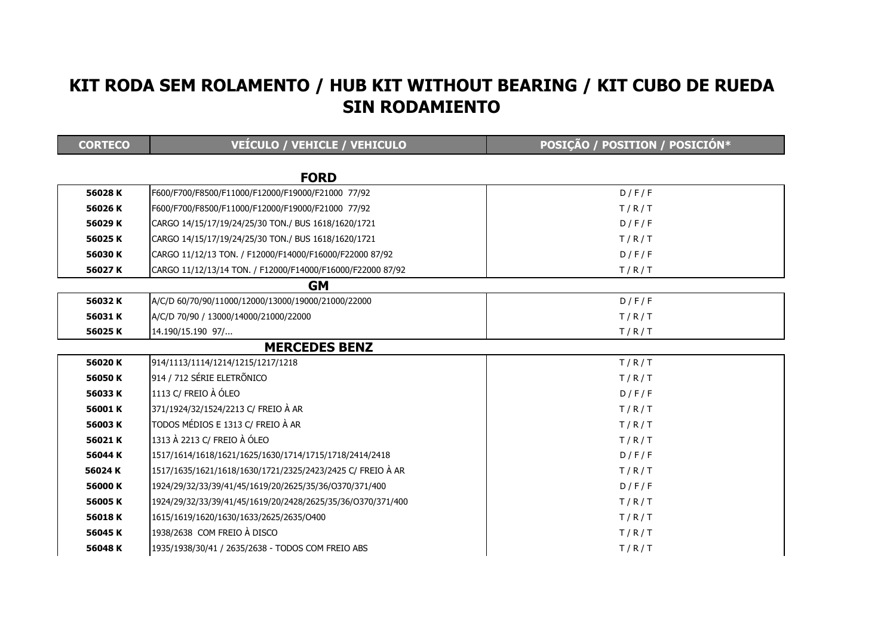# KIT RODA SEM ROLAMENTO / HUB KIT WITHOUT BEARING / KIT CUBO DE RUEDA SIN RODAMIENTO

| CORTECO | VEÍCULO / VEHICLE / VEHICULO | POSIÇÃO / POSITION / POSICIÓN* |
|---|---|---|
| | **FORD** | |
| **56028 K** | F600/F700/F8500/F11000/F12000/F19000/F21000 77/92 | D / F / F |
| **56026 K** | F600/F700/F8500/F11000/F12000/F19000/F21000 77/92 | T / R / T |
| **56029 K** | CARGO 14/15/17/19/24/25/30 TON./ BUS 1618/1620/1721 | D / F / F |
| **56025 K** | CARGO 14/15/17/19/24/25/30 TON./ BUS 1618/1620/1721 | T / R / T |
| **56030 K** | CARGO 11/12/13 TON. / F12000/F14000/F16000/F22000 87/92 | D / F / F |
| **56027 K** | CARGO 11/12/13/14 TON. / F12000/F14000/F16000/F22000 87/92 | T / R / T |
| | **GM** | |
| **56032 K** | A/C/D 60/70/90/11000/12000/13000/19000/21000/22000 | D / F / F |
| **56031 K** | A/C/D 70/90 / 13000/14000/21000/22000 | T / R / T |
| **56025 K** | 14.190/15.190 97/... | T / R / T |
| | **MERCEDES BENZ** | |
| **56020 K** | 914/1113/1114/1214/1215/1217/1218 | T / R / T |
| **56050 K** | 914 / 712 SÉRIE ELETRÕNICO | T / R / T |
| **56033 K** | 1113 C/ FREIO À ÓLEO | D / F / F |
| **56001 K** | 371/1924/32/1524/2213 C/ FREIO À AR | T / R / T |
| **56003 K** | TODOS MÉDIOS E 1313 C/ FREIO À AR | T / R / T |
| **56021 K** | 1313 À 2213 C/ FREIO À ÓLEO | T / R / T |
| **56044 K** | 1517/1614/1618/1621/1625/1630/1714/1715/1718/2414/2418 | D / F / F |
| **56024 K** | 1517/1635/1621/1618/1630/1721/2325/2423/2425 C/ FREIO À AR | T / R / T |
| **56000 K** | 1924/29/32/33/39/41/45/1619/20/2625/35/36/O370/371/400 | D / F / F |
| **56005 K** | 1924/29/32/33/39/41/45/1619/20/2428/2625/35/36/O370/371/400 | T / R / T |
| **56018 K** | 1615/1619/1620/1630/1633/2625/2635/O400 | T / R / T |
| **56045 K** | 1938/2638 COM FREIO À DISCO | T / R / T |
| **56048 K** | 1935/1938/30/41 / 2635/2638 - TODOS COM FREIO ABS | T / R / T |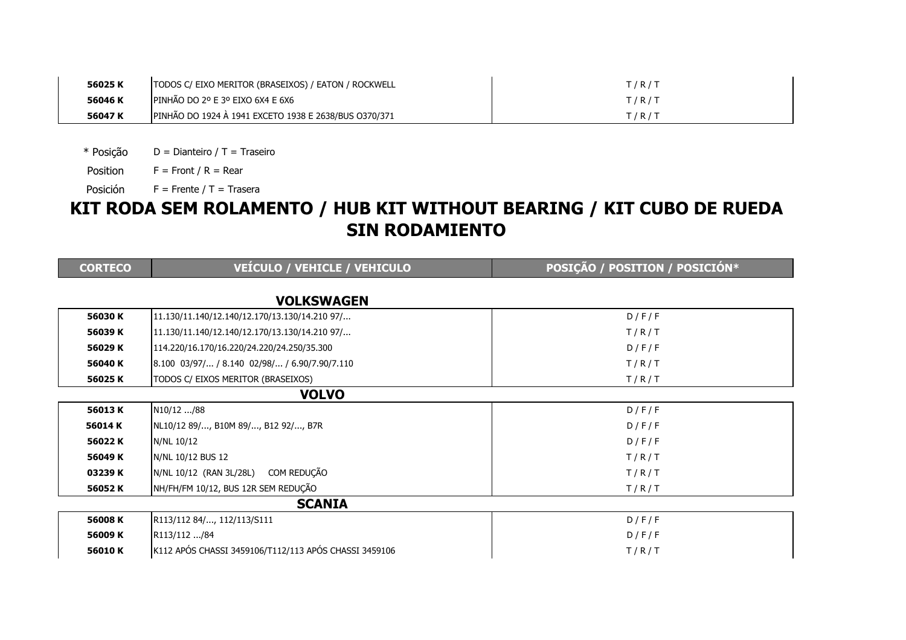| | | |
|---|---|---|
| **56025 K** | TODOS C/ EIXO MERITOR (BRASEIXOS) / EATON / ROCKWELL | T / R / T |
| **56046 K** | PINHÃO DO 2º E 3º EIXO 6X4 E 6X6 | T / R / T |
| **56047 K** | PINHÃO DO 1924 À 1941 EXCETO 1938 E 2638/BUS O370/371 | T / R / T |

\* Posição D = Dianteiro / T = Traseiro

Position F = Front / R = Rear

Posición F = Frente / T = Trasera

# KIT RODA SEM ROLAMENTO / HUB KIT WITHOUT BEARING / KIT CUBO DE RUEDA SIN RODAMIENTO

| CORTECO | VEÍCULO / VEHICLE / VEHICULO | POSIÇÃO / POSITION / POSICIÓN* |
|---|---|---|
| | **VOLKSWAGEN** | |
| **56030 K** | 11.130/11.140/12.140/12.170/13.130/14.210 97/... | D / F / F |
| **56039 K** | 11.130/11.140/12.140/12.170/13.130/14.210 97/... | T / R / T |
| **56029 K** | 114.220/16.170/16.220/24.220/24.250/35.300 | D / F / F |
| **56040 K** | 8.100 03/97/... / 8.140 02/98/... / 6.90/7.90/7.110 | T / R / T |
| **56025 K** | TODOS C/ EIXOS MERITOR (BRASEIXOS) | T / R / T |
| | **VOLVO** | |
| **56013 K** | N10/12 .../88 | D / F / F |
| **56014 K** | NL10/12 89/..., B10M 89/..., B12 92/..., B7R | D / F / F |
| **56022 K** | N/NL 10/12 | D / F / F |
| **56049 K** | N/NL 10/12 BUS 12 | T / R / T |
| **03239 K** | N/NL 10/12 (RAN 3L/28L) COM REDUÇÃO | T / R / T |
| **56052 K** | NH/FH/FM 10/12, BUS 12R SEM REDUÇÃO | T / R / T |
| | **SCANIA** | |
| **56008 K** | R113/112 84/..., 112/113/S111 | D / F / F |
| **56009 K** | R113/112 .../84 | D / F / F |
| **56010 K** | K112 APÓS CHASSI 3459106/T112/113 APÓS CHASSI 3459106 | T / R / T |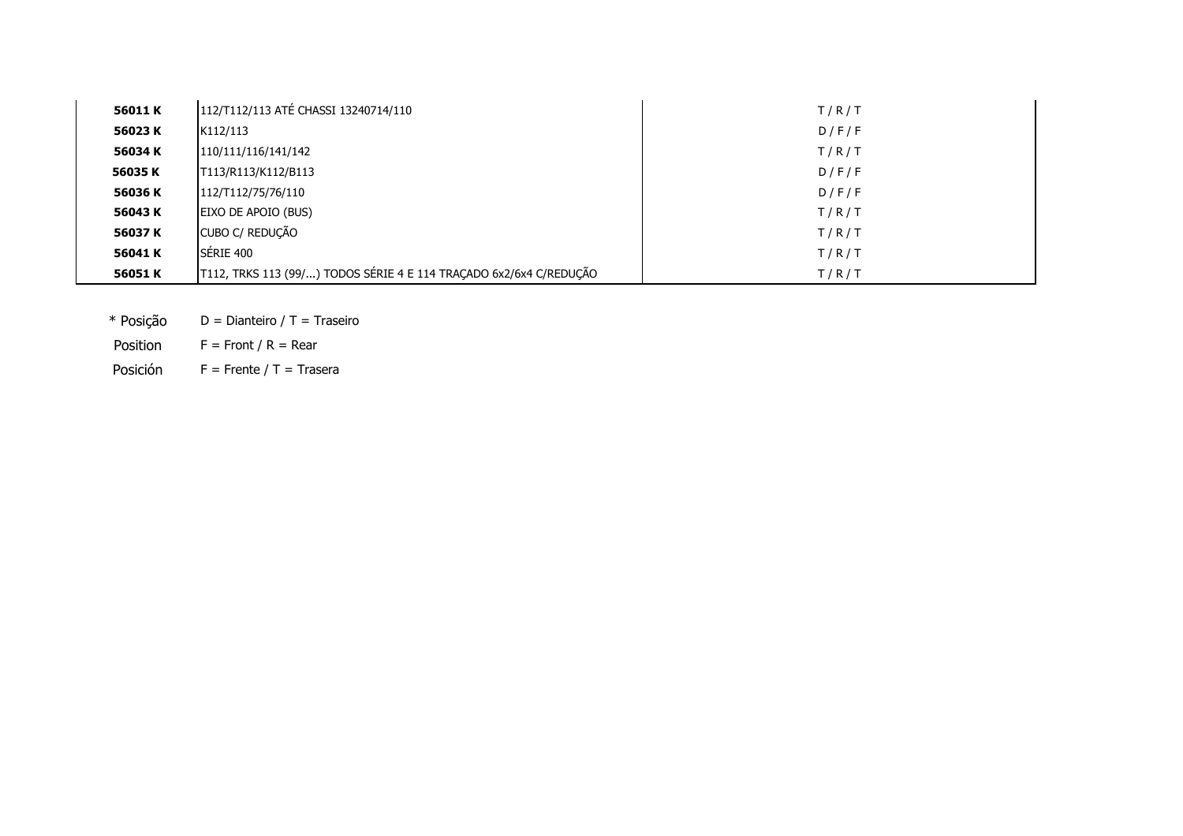| | | |
|---|---|---|
| **56011 K** | 112/T112/113 ATÉ CHASSI 13240714/110 | T / R / T |
| **56023 K** | K112/113 | D / F / F |
| **56034 K** | 110/111/116/141/142 | T / R / T |
| **56035 K** | T113/R113/K112/B113 | D / F / F |
| **56036 K** | 112/T112/75/76/110 | D / F / F |
| **56043 K** | EIXO DE APOIO (BUS) | T / R / T |
| **56037 K** | CUBO C/ REDUÇÃO | T / R / T |
| **56041 K** | SÉRIE 400 | T / R / T |
| **56051 K** | T112, TRKS 113 (99/...) TODOS SÉRIE 4 E 114 TRAÇADO 6x2/6x4 C/REDUÇÃO | T / R / T |

* Posição D = Dianteiro / T = Traseiro

Position F = Front / R = Rear

Posición F = Frente / T = Trasera